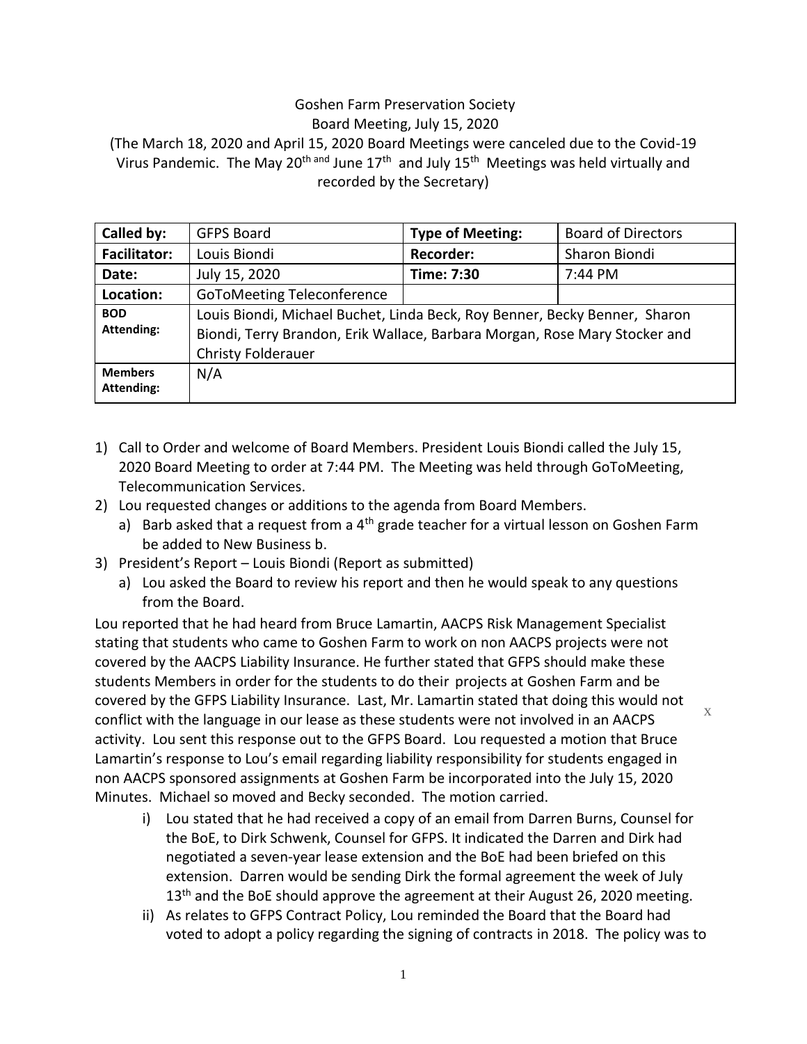Goshen Farm Preservation Society

Board Meeting, July 15, 2020

(The March 18, 2020 and April 15, 2020 Board Meetings were canceled due to the Covid-19 Virus Pandemic. The May 20th and June 17th and July 15th Meetings was held virtually and recorded by the Secretary)

| **Called by:** | GFPS Board | **Type of Meeting:** | Board of Directors |
|---|---|---|---|
| **Facilitator:** | Louis Biondi | **Recorder:** | Sharon Biondi |
| **Date:** | July 15, 2020 | **Time: 7:30** | 7:44 PM |
| **Location:** | GoToMeeting Teleconference | | |
| **BOD Attending:** | Louis Biondi, Michael Buchet, Linda Beck, Roy Benner, Becky Benner, Sharon Biondi, Terry Brandon, Erik Wallace, Barbara Morgan, Rose Mary Stocker and Christy Folderauer | | |
| **Members Attending:** | N/A | | |

1) Call to Order and welcome of Board Members. President Louis Biondi called the July 15, 2020 Board Meeting to order at 7:44 PM. The Meeting was held through GoToMeeting, Telecommunication Services.
2) Lou requested changes or additions to the agenda from Board Members.
   a) Barb asked that a request from a 4th grade teacher for a virtual lesson on Goshen Farm be added to New Business b.
3) President's Report – Louis Biondi (Report as submitted)
   a) Lou asked the Board to review his report and then he would speak to any questions from the Board.

Lou reported that he had heard from Bruce Lamartin, AACPS Risk Management Specialist stating that students who came to Goshen Farm to work on non AACPS projects were not covered by the AACPS Liability Insurance. He further stated that GFPS should make these students Members in order for the students to do their projects at Goshen Farm and be covered by the GFPS Liability Insurance. Last, Mr. Lamartin stated that doing this would not conflict with the language in our lease as these students were not involved in an AACPS activity. Lou sent this response out to the GFPS Board. Lou requested a motion that Bruce Lamartin's response to Lou's email regarding liability responsibility for students engaged in non AACPS sponsored assignments at Goshen Farm be incorporated into the July 15, 2020 Minutes. Michael so moved and Becky seconded. The motion carried.

   i) Lou stated that he had received a copy of an email from Darren Burns, Counsel for the BoE, to Dirk Schwenk, Counsel for GFPS. It indicated the Darren and Dirk had negotiated a seven-year lease extension and the BoE had been briefed on this extension. Darren would be sending Dirk the formal agreement the week of July 13th and the BoE should approve the agreement at their August 26, 2020 meeting.
   ii) As relates to GFPS Contract Policy, Lou reminded the Board that the Board had voted to adopt a policy regarding the signing of contracts in 2018. The policy was to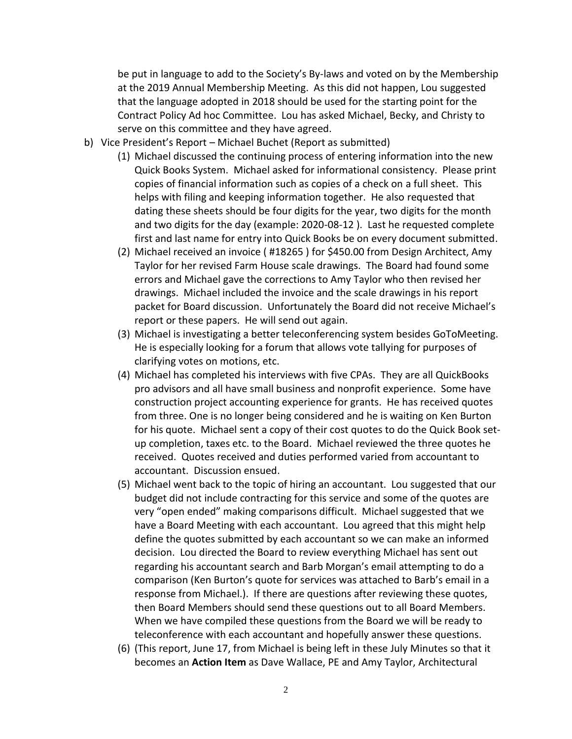be put in language to add to the Society's By-laws and voted on by the Membership at the 2019 Annual Membership Meeting. As this did not happen, Lou suggested that the language adopted in 2018 should be used for the starting point for the Contract Policy Ad hoc Committee. Lou has asked Michael, Becky, and Christy to serve on this committee and they have agreed.

b) Vice President's Report – Michael Buchet (Report as submitted)

(1) Michael discussed the continuing process of entering information into the new Quick Books System. Michael asked for informational consistency. Please print copies of financial information such as copies of a check on a full sheet. This helps with filing and keeping information together. He also requested that dating these sheets should be four digits for the year, two digits for the month and two digits for the day (example: 2020-08-12 ). Last he requested complete first and last name for entry into Quick Books be on every document submitted.

(2) Michael received an invoice ( #18265 ) for $450.00 from Design Architect, Amy Taylor for her revised Farm House scale drawings. The Board had found some errors and Michael gave the corrections to Amy Taylor who then revised her drawings. Michael included the invoice and the scale drawings in his report packet for Board discussion. Unfortunately the Board did not receive Michael's report or these papers. He will send out again.

(3) Michael is investigating a better teleconferencing system besides GoToMeeting. He is especially looking for a forum that allows vote tallying for purposes of clarifying votes on motions, etc.

(4) Michael has completed his interviews with five CPAs. They are all QuickBooks pro advisors and all have small business and nonprofit experience. Some have construction project accounting experience for grants. He has received quotes from three. One is no longer being considered and he is waiting on Ken Burton for his quote. Michael sent a copy of their cost quotes to do the Quick Book set-up completion, taxes etc. to the Board. Michael reviewed the three quotes he received. Quotes received and duties performed varied from accountant to accountant. Discussion ensued.

(5) Michael went back to the topic of hiring an accountant. Lou suggested that our budget did not include contracting for this service and some of the quotes are very "open ended" making comparisons difficult. Michael suggested that we have a Board Meeting with each accountant. Lou agreed that this might help define the quotes submitted by each accountant so we can make an informed decision. Lou directed the Board to review everything Michael has sent out regarding his accountant search and Barb Morgan's email attempting to do a comparison (Ken Burton's quote for services was attached to Barb's email in a response from Michael.). If there are questions after reviewing these quotes, then Board Members should send these questions out to all Board Members. When we have compiled these questions from the Board we will be ready to teleconference with each accountant and hopefully answer these questions.

(6) (This report, June 17, from Michael is being left in these July Minutes so that it becomes an **Action Item** as Dave Wallace, PE and Amy Taylor, Architectural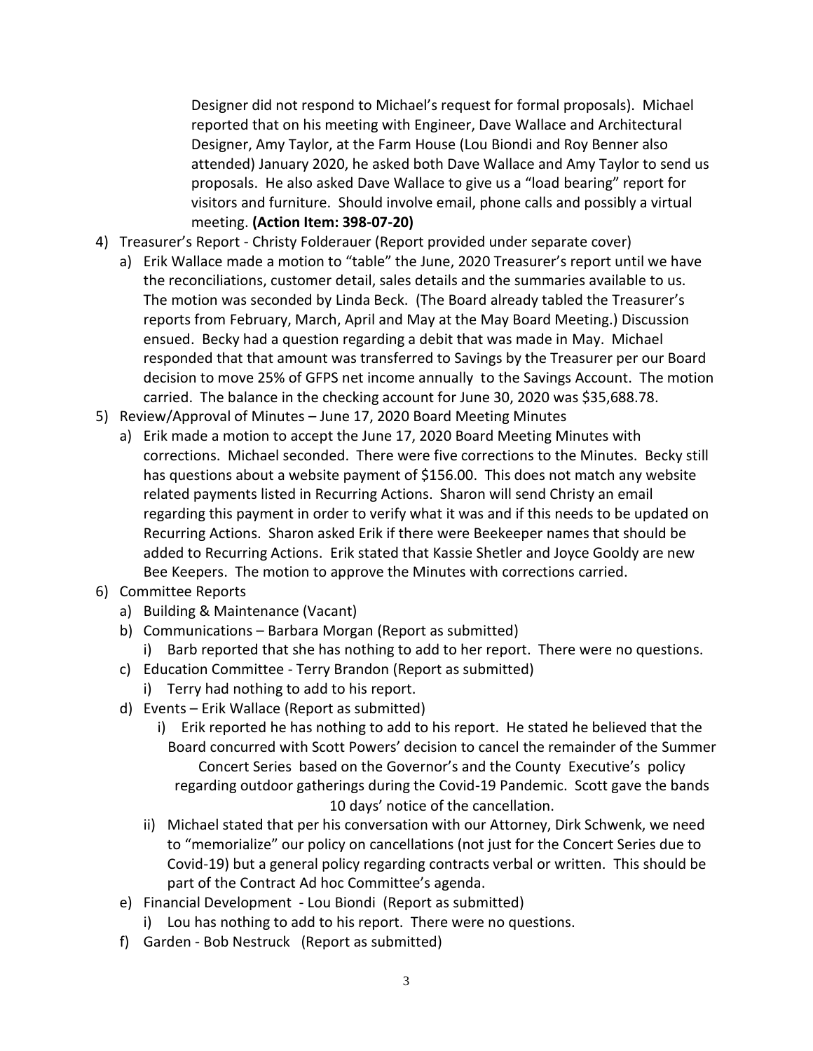Designer did not respond to Michael's request for formal proposals). Michael reported that on his meeting with Engineer, Dave Wallace and Architectural Designer, Amy Taylor, at the Farm House (Lou Biondi and Roy Benner also attended) January 2020, he asked both Dave Wallace and Amy Taylor to send us proposals. He also asked Dave Wallace to give us a "load bearing" report for visitors and furniture. Should involve email, phone calls and possibly a virtual meeting. **(Action Item: 398-07-20)**

4) Treasurer's Report - Christy Folderauer (Report provided under separate cover)
   a) Erik Wallace made a motion to "table" the June, 2020 Treasurer's report until we have the reconciliations, customer detail, sales details and the summaries available to us. The motion was seconded by Linda Beck. (The Board already tabled the Treasurer's reports from February, March, April and May at the May Board Meeting.) Discussion ensued. Becky had a question regarding a debit that was made in May. Michael responded that that amount was transferred to Savings by the Treasurer per our Board decision to move 25% of GFPS net income annually to the Savings Account. The motion carried. The balance in the checking account for June 30, 2020 was $35,688.78.
5) Review/Approval of Minutes – June 17, 2020 Board Meeting Minutes
   a) Erik made a motion to accept the June 17, 2020 Board Meeting Minutes with corrections. Michael seconded. There were five corrections to the Minutes. Becky still has questions about a website payment of $156.00. This does not match any website related payments listed in Recurring Actions. Sharon will send Christy an email regarding this payment in order to verify what it was and if this needs to be updated on Recurring Actions. Sharon asked Erik if there were Beekeeper names that should be added to Recurring Actions. Erik stated that Kassie Shetler and Joyce Gooldy are new Bee Keepers. The motion to approve the Minutes with corrections carried.
6) Committee Reports
   a) Building & Maintenance (Vacant)
   b) Communications – Barbara Morgan (Report as submitted)
      i) Barb reported that she has nothing to add to her report. There were no questions.
   c) Education Committee - Terry Brandon (Report as submitted)
      i) Terry had nothing to add to his report.
   d) Events – Erik Wallace (Report as submitted)
      i) Erik reported he has nothing to add to his report. He stated he believed that the Board concurred with Scott Powers' decision to cancel the remainder of the Summer Concert Series based on the Governor's and the County Executive's policy regarding outdoor gatherings during the Covid-19 Pandemic. Scott gave the bands 10 days' notice of the cancellation.
      ii) Michael stated that per his conversation with our Attorney, Dirk Schwenk, we need to "memorialize" our policy on cancellations (not just for the Concert Series due to Covid-19) but a general policy regarding contracts verbal or written. This should be part of the Contract Ad hoc Committee's agenda.
   e) Financial Development - Lou Biondi (Report as submitted)
      i) Lou has nothing to add to his report. There were no questions.
   f) Garden - Bob Nestruck (Report as submitted)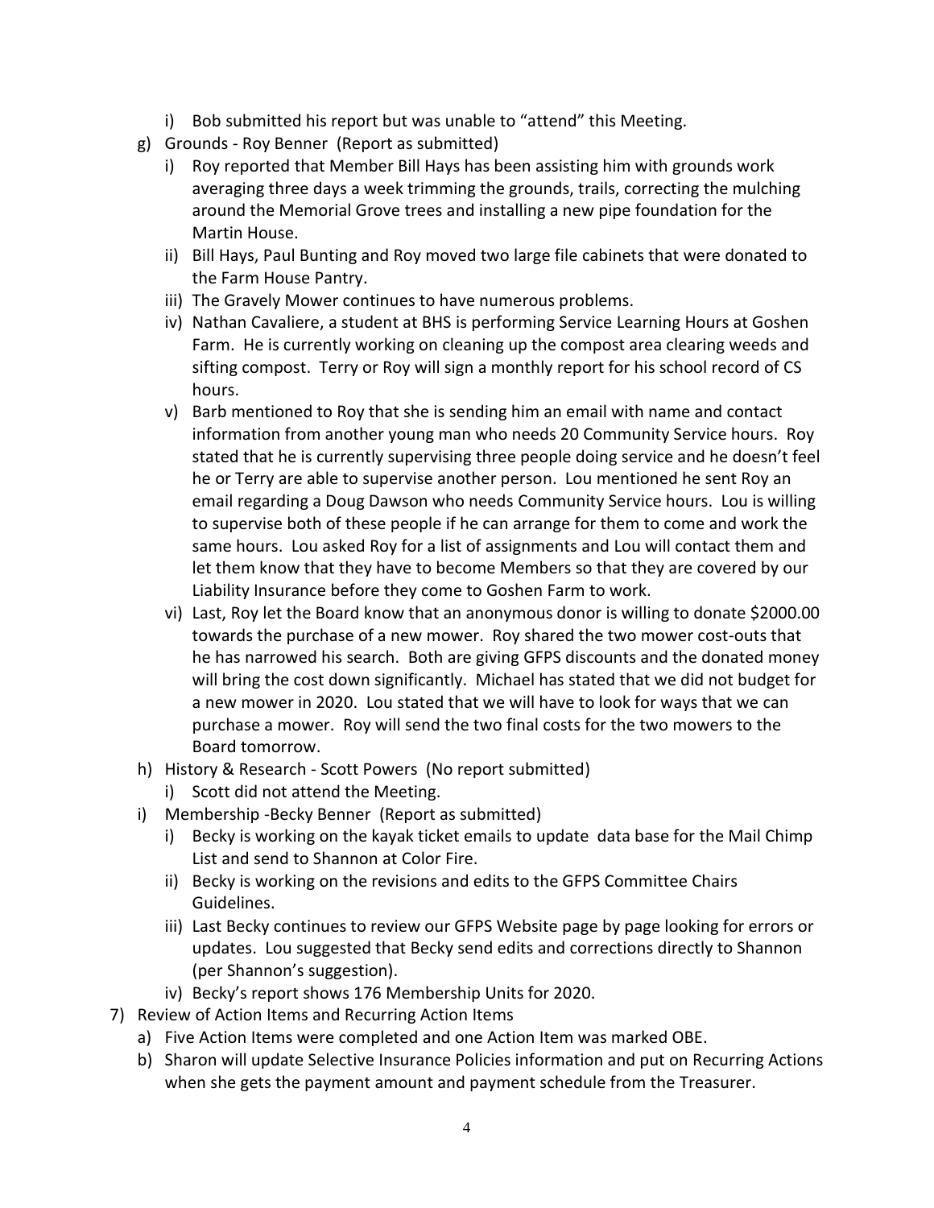- i) Bob submitted his report but was unable to "attend" this Meeting.
- g) Grounds - Roy Benner (Report as submitted)
  - i) Roy reported that Member Bill Hays has been assisting him with grounds work averaging three days a week trimming the grounds, trails, correcting the mulching around the Memorial Grove trees and installing a new pipe foundation for the Martin House.
  - ii) Bill Hays, Paul Bunting and Roy moved two large file cabinets that were donated to the Farm House Pantry.
  - iii) The Gravely Mower continues to have numerous problems.
  - iv) Nathan Cavaliere, a student at BHS is performing Service Learning Hours at Goshen Farm. He is currently working on cleaning up the compost area clearing weeds and sifting compost. Terry or Roy will sign a monthly report for his school record of CS hours.
  - v) Barb mentioned to Roy that she is sending him an email with name and contact information from another young man who needs 20 Community Service hours. Roy stated that he is currently supervising three people doing service and he doesn't feel he or Terry are able to supervise another person. Lou mentioned he sent Roy an email regarding a Doug Dawson who needs Community Service hours. Lou is willing to supervise both of these people if he can arrange for them to come and work the same hours. Lou asked Roy for a list of assignments and Lou will contact them and let them know that they have to become Members so that they are covered by our Liability Insurance before they come to Goshen Farm to work.
  - vi) Last, Roy let the Board know that an anonymous donor is willing to donate $2000.00 towards the purchase of a new mower. Roy shared the two mower cost-outs that he has narrowed his search. Both are giving GFPS discounts and the donated money will bring the cost down significantly. Michael has stated that we did not budget for a new mower in 2020. Lou stated that we will have to look for ways that we can purchase a mower. Roy will send the two final costs for the two mowers to the Board tomorrow.
- h) History & Research - Scott Powers (No report submitted)
  - i) Scott did not attend the Meeting.
- i) Membership -Becky Benner (Report as submitted)
  - i) Becky is working on the kayak ticket emails to update data base for the Mail Chimp List and send to Shannon at Color Fire.
  - ii) Becky is working on the revisions and edits to the GFPS Committee Chairs Guidelines.
  - iii) Last Becky continues to review our GFPS Website page by page looking for errors or updates. Lou suggested that Becky send edits and corrections directly to Shannon (per Shannon's suggestion).
  - iv) Becky's report shows 176 Membership Units for 2020.

7) Review of Action Items and Recurring Action Items
   - a) Five Action Items were completed and one Action Item was marked OBE.
   - b) Sharon will update Selective Insurance Policies information and put on Recurring Actions when she gets the payment amount and payment schedule from the Treasurer.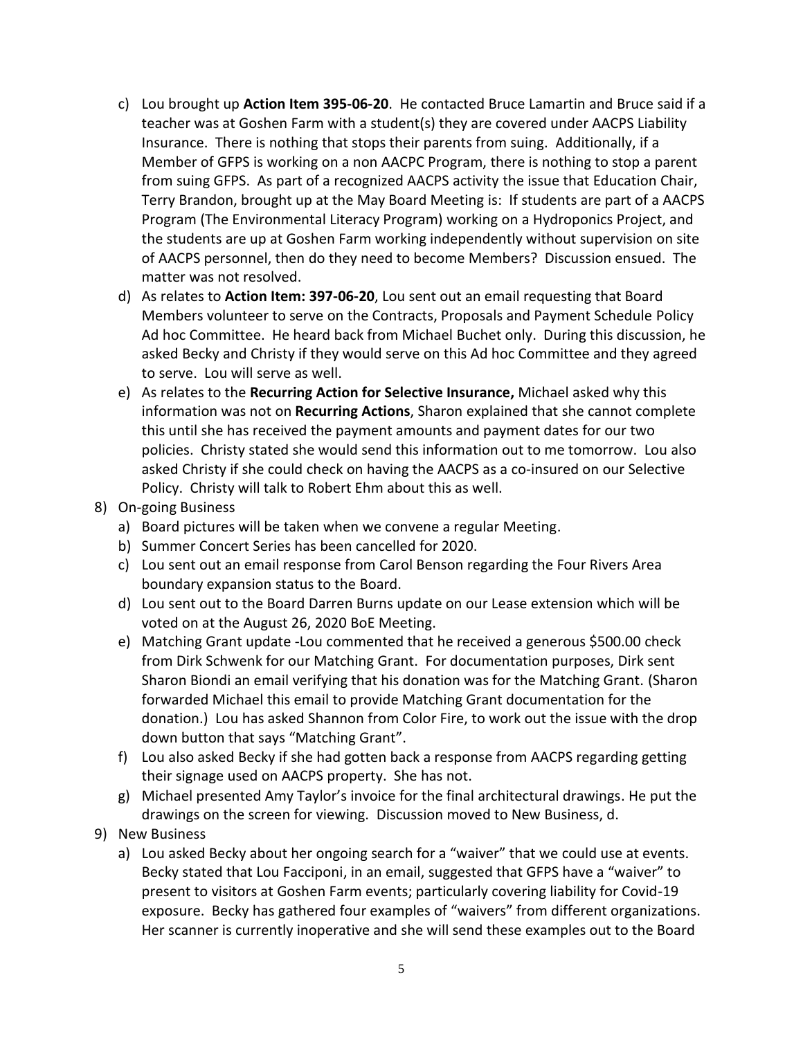c) Lou brought up **Action Item 395-06-20**. He contacted Bruce Lamartin and Bruce said if a teacher was at Goshen Farm with a student(s) they are covered under AACPS Liability Insurance. There is nothing that stops their parents from suing. Additionally, if a Member of GFPS is working on a non AACPC Program, there is nothing to stop a parent from suing GFPS. As part of a recognized AACPS activity the issue that Education Chair, Terry Brandon, brought up at the May Board Meeting is: If students are part of a AACPS Program (The Environmental Literacy Program) working on a Hydroponics Project, and the students are up at Goshen Farm working independently without supervision on site of AACPS personnel, then do they need to become Members? Discussion ensued. The matter was not resolved.

d) As relates to **Action Item: 397-06-20**, Lou sent out an email requesting that Board Members volunteer to serve on the Contracts, Proposals and Payment Schedule Policy Ad hoc Committee. He heard back from Michael Buchet only. During this discussion, he asked Becky and Christy if they would serve on this Ad hoc Committee and they agreed to serve. Lou will serve as well.

e) As relates to the **Recurring Action for Selective Insurance,** Michael asked why this information was not on **Recurring Actions**, Sharon explained that she cannot complete this until she has received the payment amounts and payment dates for our two policies. Christy stated she would send this information out to me tomorrow. Lou also asked Christy if she could check on having the AACPS as a co-insured on our Selective Policy. Christy will talk to Robert Ehm about this as well.

8) On-going Business
   a) Board pictures will be taken when we convene a regular Meeting.
   b) Summer Concert Series has been cancelled for 2020.
   c) Lou sent out an email response from Carol Benson regarding the Four Rivers Area boundary expansion status to the Board.
   d) Lou sent out to the Board Darren Burns update on our Lease extension which will be voted on at the August 26, 2020 BoE Meeting.
   e) Matching Grant update -Lou commented that he received a generous $500.00 check from Dirk Schwenk for our Matching Grant. For documentation purposes, Dirk sent Sharon Biondi an email verifying that his donation was for the Matching Grant. (Sharon forwarded Michael this email to provide Matching Grant documentation for the donation.) Lou has asked Shannon from Color Fire, to work out the issue with the drop down button that says "Matching Grant".
   f) Lou also asked Becky if she had gotten back a response from AACPS regarding getting their signage used on AACPS property. She has not.
   g) Michael presented Amy Taylor's invoice for the final architectural drawings. He put the drawings on the screen for viewing. Discussion moved to New Business, d.

9) New Business
   a) Lou asked Becky about her ongoing search for a "waiver" that we could use at events. Becky stated that Lou Facciponi, in an email, suggested that GFPS have a "waiver" to present to visitors at Goshen Farm events; particularly covering liability for Covid-19 exposure. Becky has gathered four examples of "waivers" from different organizations. Her scanner is currently inoperative and she will send these examples out to the Board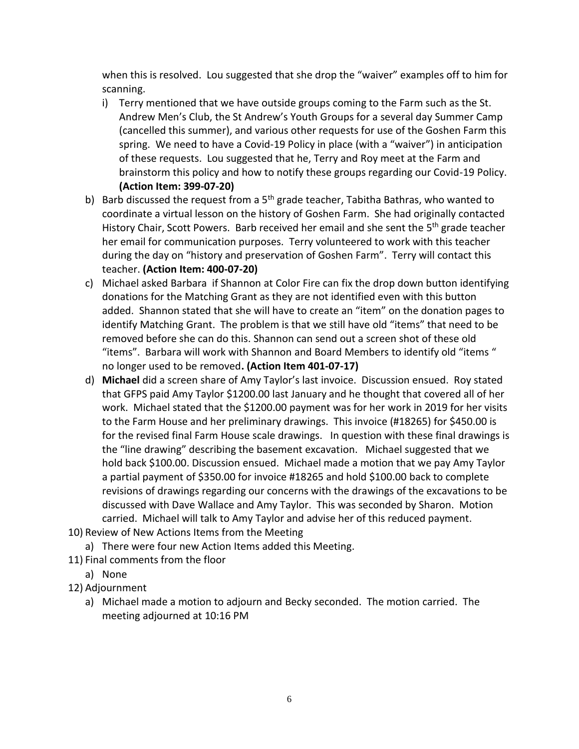when this is resolved. Lou suggested that she drop the "waiver" examples off to him for scanning.

i) Terry mentioned that we have outside groups coming to the Farm such as the St. Andrew Men's Club, the St Andrew's Youth Groups for a several day Summer Camp (cancelled this summer), and various other requests for use of the Goshen Farm this spring. We need to have a Covid-19 Policy in place (with a "waiver") in anticipation of these requests. Lou suggested that he, Terry and Roy meet at the Farm and brainstorm this policy and how to notify these groups regarding our Covid-19 Policy. **(Action Item: 399-07-20)**

b) Barb discussed the request from a 5th grade teacher, Tabitha Bathras, who wanted to coordinate a virtual lesson on the history of Goshen Farm. She had originally contacted History Chair, Scott Powers. Barb received her email and she sent the 5th grade teacher her email for communication purposes. Terry volunteered to work with this teacher during the day on "history and preservation of Goshen Farm". Terry will contact this teacher. **(Action Item: 400-07-20)**

c) Michael asked Barbara if Shannon at Color Fire can fix the drop down button identifying donations for the Matching Grant as they are not identified even with this button added. Shannon stated that she will have to create an "item" on the donation pages to identify Matching Grant. The problem is that we still have old "items" that need to be removed before she can do this. Shannon can send out a screen shot of these old "items". Barbara will work with Shannon and Board Members to identify old "items " no longer used to be removed**. (Action Item 401-07-17)**

d) **Michael** did a screen share of Amy Taylor's last invoice. Discussion ensued. Roy stated that GFPS paid Amy Taylor $1200.00 last January and he thought that covered all of her work. Michael stated that the $1200.00 payment was for her work in 2019 for her visits to the Farm House and her preliminary drawings. This invoice (#18265) for $450.00 is for the revised final Farm House scale drawings. In question with these final drawings is the "line drawing" describing the basement excavation. Michael suggested that we hold back $100.00. Discussion ensued. Michael made a motion that we pay Amy Taylor a partial payment of $350.00 for invoice #18265 and hold $100.00 back to complete revisions of drawings regarding our concerns with the drawings of the excavations to be discussed with Dave Wallace and Amy Taylor. This was seconded by Sharon. Motion carried. Michael will talk to Amy Taylor and advise her of this reduced payment.

10) Review of New Actions Items from the Meeting
   a) There were four new Action Items added this Meeting.

11) Final comments from the floor
   a) None

12) Adjournment
   a) Michael made a motion to adjourn and Becky seconded. The motion carried. The meeting adjourned at 10:16 PM